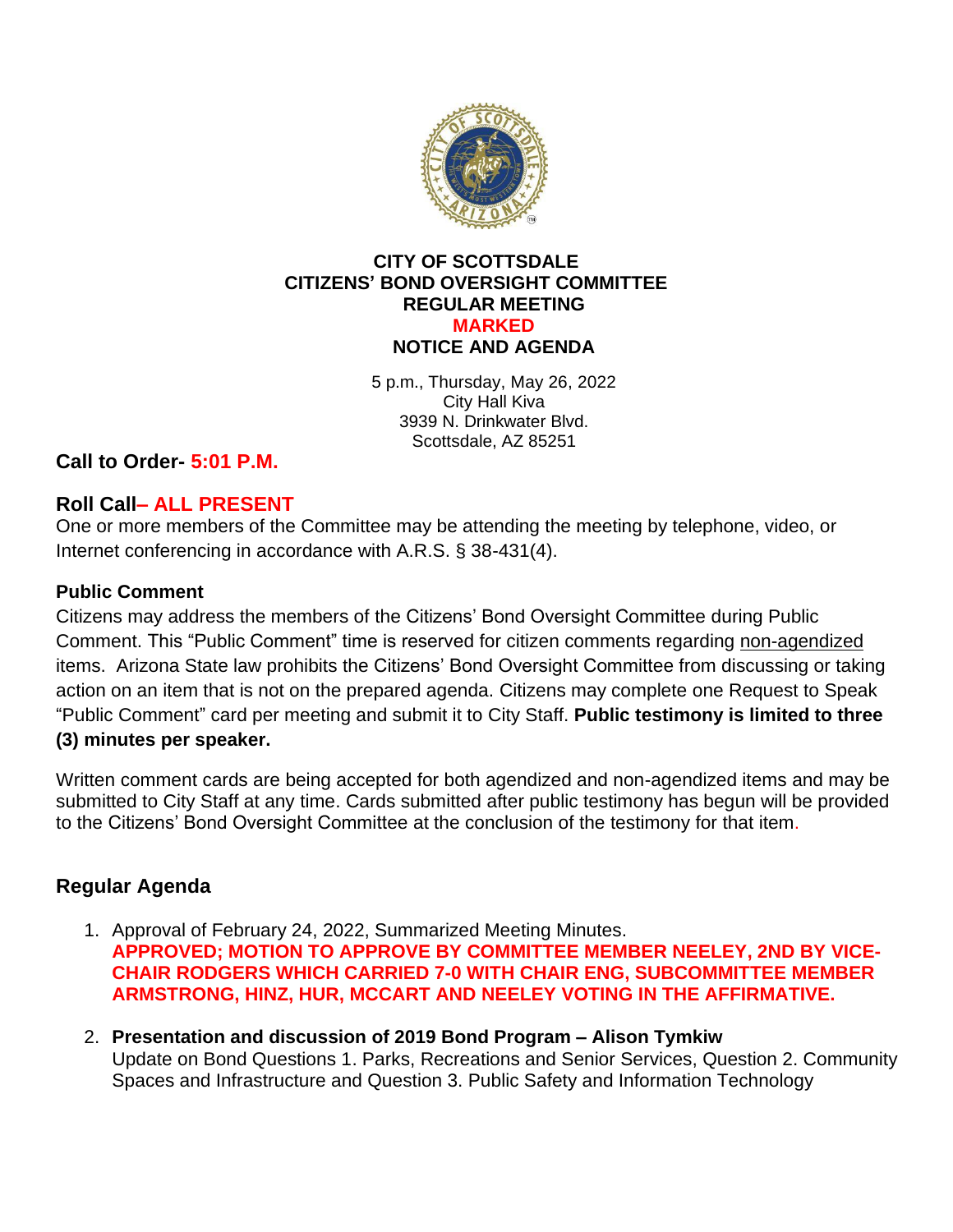**CITY OF SCOTTSDALE**
**CITIZENS' BOND OVERSIGHT COMMITTEE**
**REGULAR MEETING**
**MARKED**
**NOTICE AND AGENDA**

5 p.m., Thursday, May 26, 2022
City Hall Kiva
3939 N. Drinkwater Blvd.
Scottsdale, AZ 85251

## Call to Order- 5:01 P.M.

## Roll Call– ALL PRESENT

One or more members of the Committee may be attending the meeting by telephone, video, or Internet conferencing in accordance with A.R.S. § 38-431(4).

### Public Comment

Citizens may address the members of the Citizens' Bond Oversight Committee during Public Comment. This "Public Comment" time is reserved for citizen comments regarding non-agendized items. Arizona State law prohibits the Citizens' Bond Oversight Committee from discussing or taking action on an item that is not on the prepared agenda. Citizens may complete one Request to Speak "Public Comment" card per meeting and submit it to City Staff. **Public testimony is limited to three (3) minutes per speaker.**

Written comment cards are being accepted for both agendized and non-agendized items and may be submitted to City Staff at any time. Cards submitted after public testimony has begun will be provided to the Citizens' Bond Oversight Committee at the conclusion of the testimony for that item.

## Regular Agenda

1. Approval of February 24, 2022, Summarized Meeting Minutes.
   **APPROVED; MOTION TO APPROVE BY COMMITTEE MEMBER NEELEY, 2ND BY VICE-CHAIR RODGERS WHICH CARRIED 7-0 WITH CHAIR ENG, SUBCOMMITTEE MEMBER ARMSTRONG, HINZ, HUR, MCCART AND NEELEY VOTING IN THE AFFIRMATIVE.**

2. **Presentation and discussion of 2019 Bond Program – Alison Tymkiw**
   Update on Bond Questions 1. Parks, Recreations and Senior Services, Question 2. Community Spaces and Infrastructure and Question 3. Public Safety and Information Technology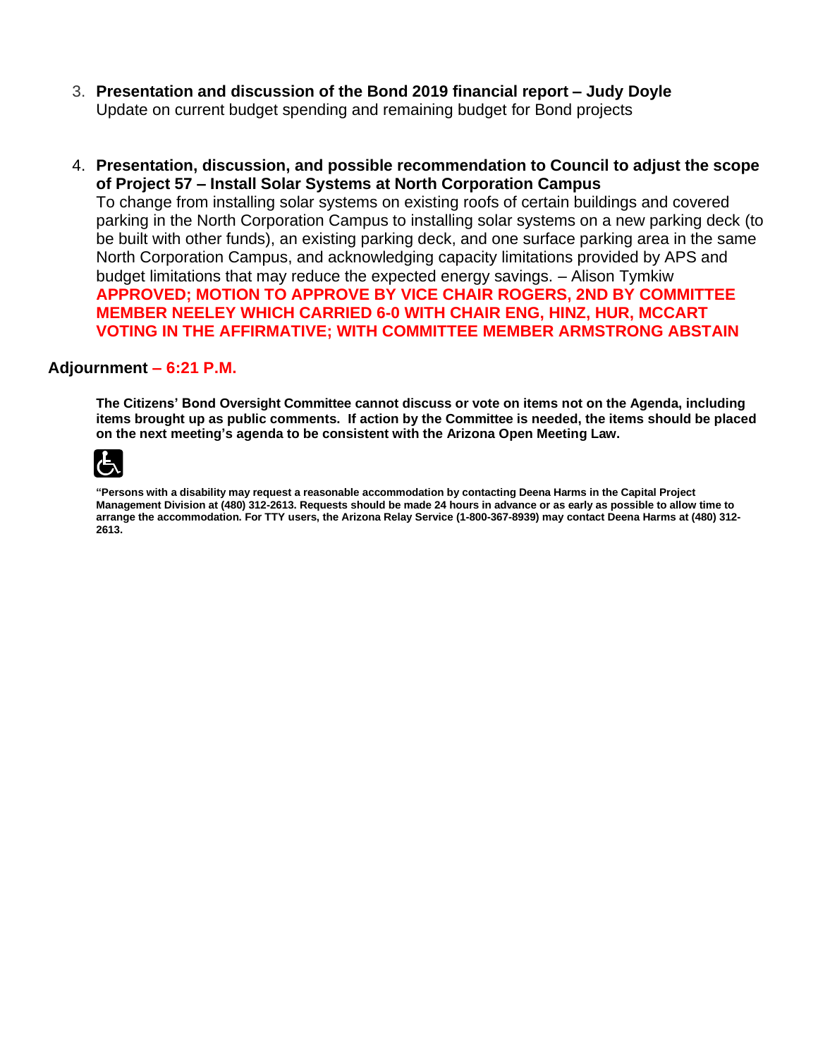3. **Presentation and discussion of the Bond 2019 financial report – Judy Doyle**
   Update on current budget spending and remaining budget for Bond projects

4. **Presentation, discussion, and possible recommendation to Council to adjust the scope of Project 57 – Install Solar Systems at North Corporation Campus**
   To change from installing solar systems on existing roofs of certain buildings and covered parking in the North Corporation Campus to installing solar systems on a new parking deck (to be built with other funds), an existing parking deck, and one surface parking area in the same North Corporation Campus, and acknowledging capacity limitations provided by APS and budget limitations that may reduce the expected energy savings. – Alison Tymkiw
   **APPROVED; MOTION TO APPROVE BY VICE CHAIR ROGERS, 2ND BY COMMITTEE MEMBER NEELEY WHICH CARRIED 6-0 WITH CHAIR ENG, HINZ, HUR, MCCART VOTING IN THE AFFIRMATIVE; WITH COMMITTEE MEMBER ARMSTRONG ABSTAIN**

**Adjournment – 6:21 P.M.**

**The Citizens' Bond Oversight Committee cannot discuss or vote on items not on the Agenda, including items brought up as public comments. If action by the Committee is needed, the items should be placed on the next meeting's agenda to be consistent with the Arizona Open Meeting Law.**

**"Persons with a disability may request a reasonable accommodation by contacting Deena Harms in the Capital Project Management Division at (480) 312-2613. Requests should be made 24 hours in advance or as early as possible to allow time to arrange the accommodation. For TTY users, the Arizona Relay Service (1-800-367-8939) may contact Deena Harms at (480) 312-2613.**